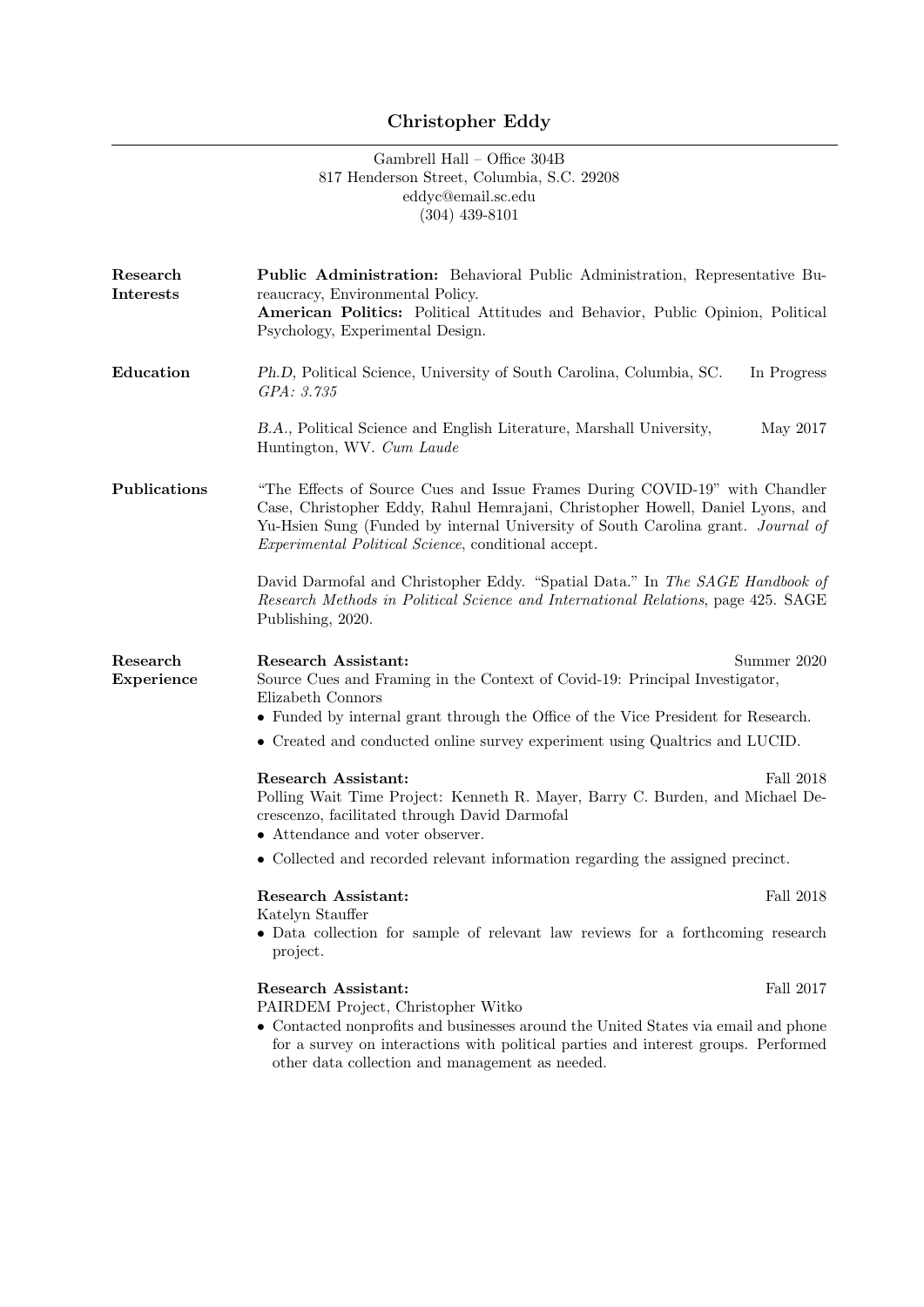# Christopher Eddy

Gambrell Hall – Office 304B
817 Henderson Street, Columbia, S.C. 29208
eddyc@email.sc.edu
(304) 439-8101

## Research Interests

**Public Administration:** Behavioral Public Administration, Representative Bureaucracy, Environmental Policy.
**American Politics:** Political Attitudes and Behavior, Public Opinion, Political Psychology, Experimental Design.

## Education

*Ph.D*, Political Science, University of South Carolina, Columbia, SC. In Progress
*GPA: 3.735*

*B.A.*, Political Science and English Literature, Marshall University, Huntington, WV. *Cum Laude* May 2017

## Publications

"The Effects of Source Cues and Issue Frames During COVID-19" with Chandler Case, Christopher Eddy, Rahul Hemrajani, Christopher Howell, Daniel Lyons, and Yu-Hsien Sung (Funded by internal University of South Carolina grant. *Journal of Experimental Political Science*, conditional accept.

David Darmofal and Christopher Eddy. "Spatial Data." In *The SAGE Handbook of Research Methods in Political Science and International Relations*, page 425. SAGE Publishing, 2020.

## Research Experience

**Research Assistant:** Summer 2020
Source Cues and Framing in the Context of Covid-19: Principal Investigator, Elizabeth Connors

- Funded by internal grant through the Office of the Vice President for Research.
- Created and conducted online survey experiment using Qualtrics and LUCID.

**Research Assistant:** Fall 2018
Polling Wait Time Project: Kenneth R. Mayer, Barry C. Burden, and Michael Decrescenzo, facilitated through David Darmofal

- Attendance and voter observer.
- Collected and recorded relevant information regarding the assigned precinct.

**Research Assistant:** Fall 2018
Katelyn Stauffer

- Data collection for sample of relevant law reviews for a forthcoming research project.

**Research Assistant:** Fall 2017
PAIRDEM Project, Christopher Witko

- Contacted nonprofits and businesses around the United States via email and phone for a survey on interactions with political parties and interest groups. Performed other data collection and management as needed.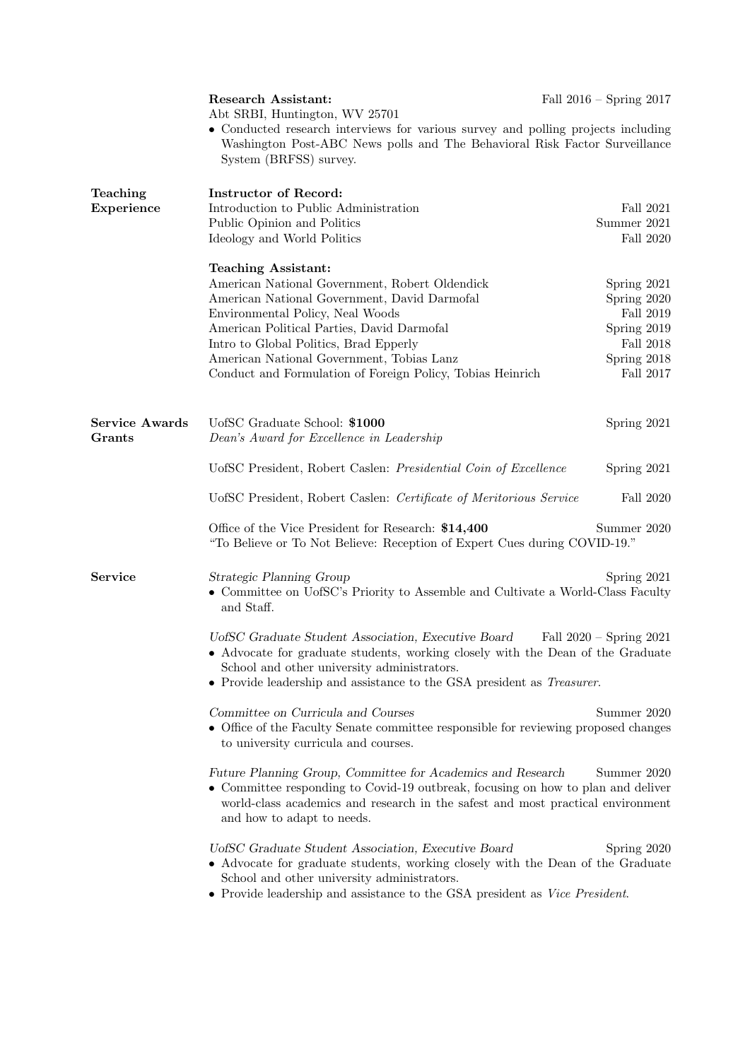**Research Assistant:** Fall 2016 – Spring 2017
Abt SRBI, Huntington, WV 25701

- Conducted research interviews for various survey and polling projects including Washington Post-ABC News polls and The Behavioral Risk Factor Surveillance System (BRFSS) survey.

## Teaching Experience

**Instructor of Record:**

Introduction to Public Administration — Fall 2021
Public Opinion and Politics — Summer 2021
Ideology and World Politics — Fall 2020

**Teaching Assistant:**

American National Government, Robert Oldendick — Spring 2021
American National Government, David Darmofal — Spring 2020
Environmental Policy, Neal Woods — Fall 2019
American Political Parties, David Darmofal — Spring 2019
Intro to Global Politics, Brad Epperly — Fall 2018
American National Government, Tobias Lanz — Spring 2018
Conduct and Formulation of Foreign Policy, Tobias Heinrich — Fall 2017

## Service Awards Grants

UofSC Graduate School: **$1000** — Spring 2021
*Dean's Award for Excellence in Leadership*

UofSC President, Robert Caslen: *Presidential Coin of Excellence* — Spring 2021

UofSC President, Robert Caslen: *Certificate of Meritorious Service* — Fall 2020

Office of the Vice President for Research: **$14,400** — Summer 2020
"To Believe or To Not Believe: Reception of Expert Cues during COVID-19."

## Service

*Strategic Planning Group* — Spring 2021

- Committee on UofSC's Priority to Assemble and Cultivate a World-Class Faculty and Staff.

*UofSC Graduate Student Association, Executive Board* — Fall 2020 – Spring 2021

- Advocate for graduate students, working closely with the Dean of the Graduate School and other university administrators.
- Provide leadership and assistance to the GSA president as *Treasurer*.

*Committee on Curricula and Courses* — Summer 2020

- Office of the Faculty Senate committee responsible for reviewing proposed changes to university curricula and courses.

*Future Planning Group, Committee for Academics and Research* — Summer 2020

- Committee responding to Covid-19 outbreak, focusing on how to plan and deliver world-class academics and research in the safest and most practical environment and how to adapt to needs.

*UofSC Graduate Student Association, Executive Board* — Spring 2020

- Advocate for graduate students, working closely with the Dean of the Graduate School and other university administrators.
- Provide leadership and assistance to the GSA president as *Vice President*.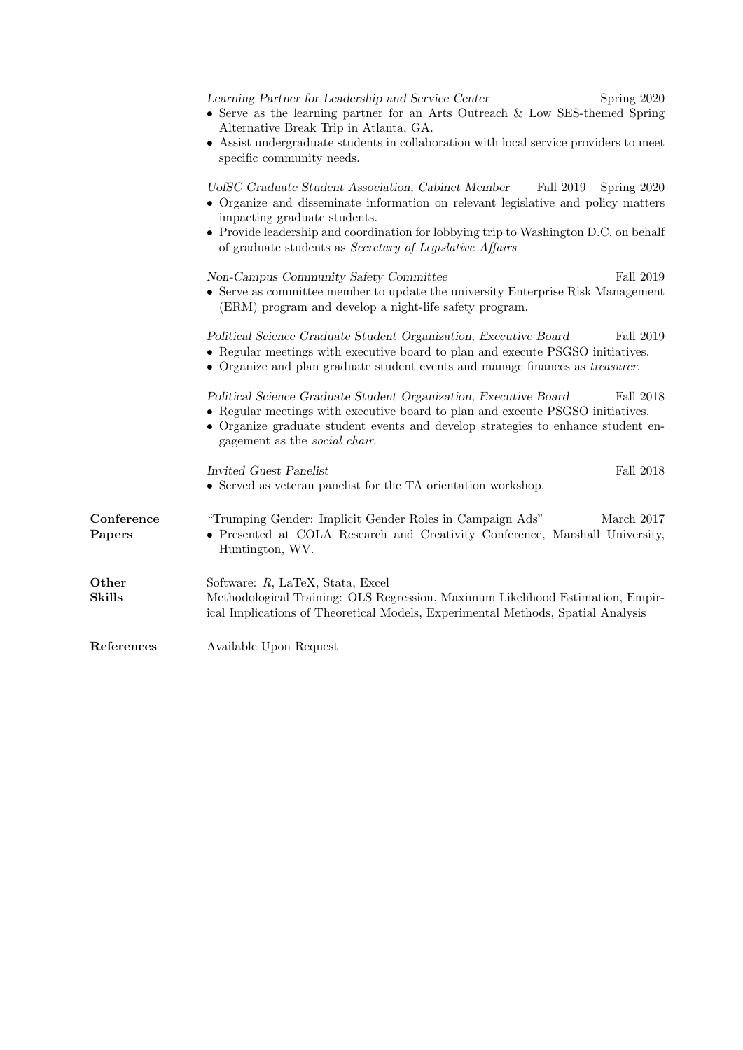*Learning Partner for Leadership and Service Center* Spring 2020

- Serve as the learning partner for an Arts Outreach & Low SES-themed Spring Alternative Break Trip in Atlanta, GA.
- Assist undergraduate students in collaboration with local service providers to meet specific community needs.

*UofSC Graduate Student Association, Cabinet Member* Fall 2019 – Spring 2020

- Organize and disseminate information on relevant legislative and policy matters impacting graduate students.
- Provide leadership and coordination for lobbying trip to Washington D.C. on behalf of graduate students as *Secretary of Legislative Affairs*

*Non-Campus Community Safety Committee* Fall 2019

- Serve as committee member to update the university Enterprise Risk Management (ERM) program and develop a night-life safety program.

*Political Science Graduate Student Organization, Executive Board* Fall 2019

- Regular meetings with executive board to plan and execute PSGSO initiatives.
- Organize and plan graduate student events and manage finances as *treasurer*.

*Political Science Graduate Student Organization, Executive Board* Fall 2018

- Regular meetings with executive board to plan and execute PSGSO initiatives.
- Organize graduate student events and develop strategies to enhance student engagement as the *social chair*.

*Invited Guest Panelist* Fall 2018

- Served as veteran panelist for the TA orientation workshop.

**Conference Papers**

"Trumping Gender: Implicit Gender Roles in Campaign Ads" March 2017

- Presented at COLA Research and Creativity Conference, Marshall University, Huntington, WV.

**Other Skills**

Software: *R*, LaTeX, Stata, Excel

Methodological Training: OLS Regression, Maximum Likelihood Estimation, Empirical Implications of Theoretical Models, Experimental Methods, Spatial Analysis

**References**

Available Upon Request